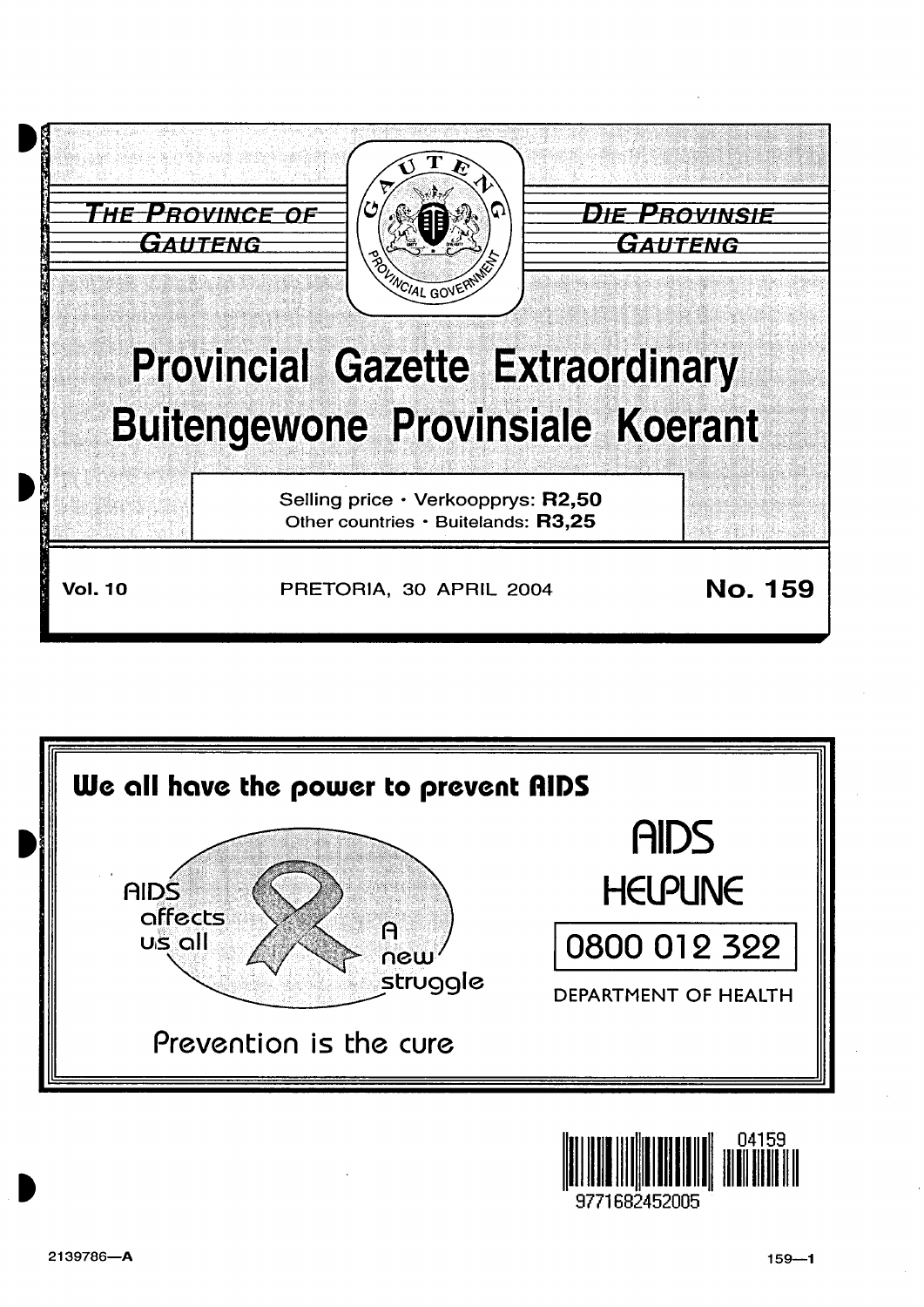THE PROVINCE OF GAUTENG

DIE PROVINSIE GAUTENG

# Provincial Gazette Extraordinary
# Buitengewone Provinsiale Koerant

Selling price · Verkoopprys: **R2,50**
Other countries · Buitelands: **R3,25**

**Vol. 10** PRETORIA, 30 APRIL 2004 **No. 159**

**We all have the power to prevent AIDS**

AIDS affects us all

A new struggle

Prevention is the cure

AIDS HELPLINE

0800 012 322

DEPARTMENT OF HEALTH

2139786—A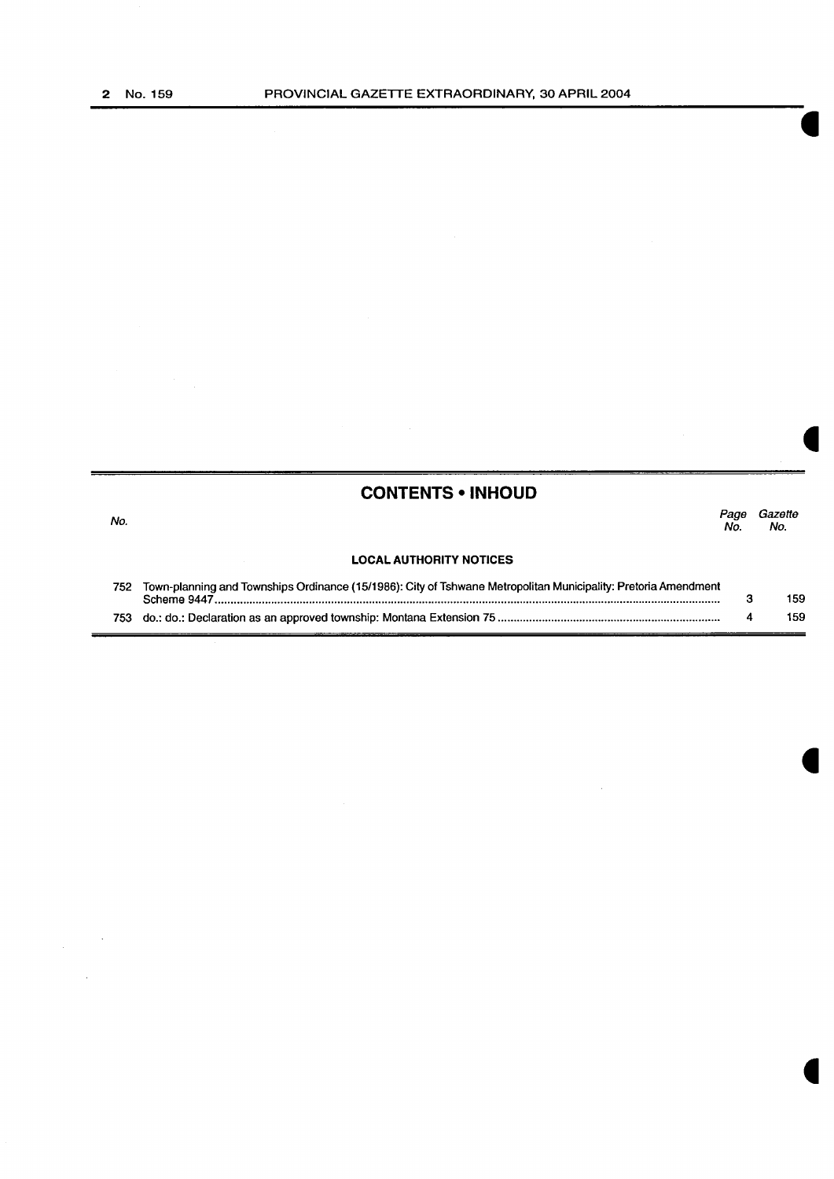## CONTENTS • INHOUD

| No. | | *Page No.* | *Gazette No.* |
|---|---|---|---|
| | **LOCAL AUTHORITY NOTICES** | | |
| 752 | Town-planning and Townships Ordinance (15/1986): City of Tshwane Metropolitan Municipality: Pretoria Amendment Scheme 9447 | 3 | 159 |
| 753 | do.: do.: Declaration as an approved township: Montana Extension 75 | 4 | 159 |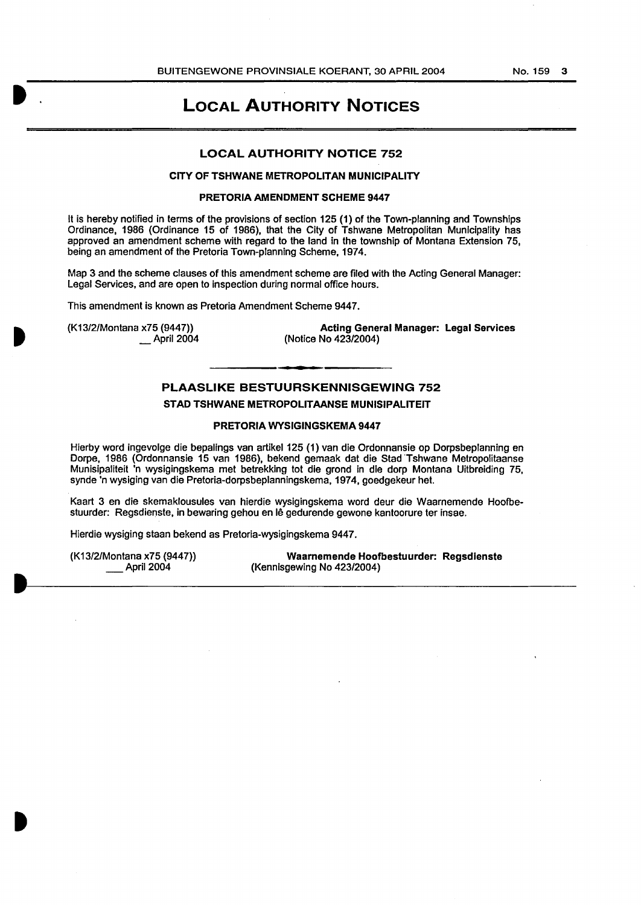# LOCAL AUTHORITY NOTICES

## LOCAL AUTHORITY NOTICE 752

### CITY OF TSHWANE METROPOLITAN MUNICIPALITY

### PRETORIA AMENDMENT SCHEME 9447

It is hereby notified in terms of the provisions of section 125 (1) of the Town-planning and Townships Ordinance, 1986 (Ordinance 15 of 1986), that the City of Tshwane Metropolitan Municipality has approved an amendment scheme with regard to the land in the township of Montana Extension 75, being an amendment of the Pretoria Town-planning Scheme, 1974.

Map 3 and the scheme clauses of this amendment scheme are filed with the Acting General Manager: Legal Services, and are open to inspection during normal office hours.

This amendment is known as Pretoria Amendment Scheme 9447.

(K13/2/Montana x75 (9447))
__ April 2004

**Acting General Manager: Legal Services**
(Notice No 423/2004)

---

## PLAASLIKE BESTUURSKENNISGEWING 752

### STAD TSHWANE METROPOLITAANSE MUNISIPALITEIT

### PRETORIA WYSIGINGSKEMA 9447

Hierby word ingevolge die bepalings van artikel 125 (1) van die Ordonnansie op Dorpsbeplanning en Dorpe, 1986 (Ordonnansie 15 van 1986), bekend gemaak dat die Stad Tshwane Metropolitaanse Munisipaliteit 'n wysigingskema met betrekking tot die grond in die dorp Montana Uitbreiding 75, synde 'n wysiging van die Pretoria-dorpsbeplanningskema, 1974, goedgekeur het.

Kaart 3 en die skemaklousules van hierdie wysigingskema word deur die Waarnemende Hoofbestuurder: Regsdienste, in bewaring gehou en lê gedurende gewone kantoorure ter insae.

Hierdie wysiging staan bekend as Pretoria-wysigingskema 9447.

(K13/2/Montana x75 (9447))
___ April 2004

**Waarnemende Hoofbestuurder: Regsdienste**
(Kennisgewing No 423/2004)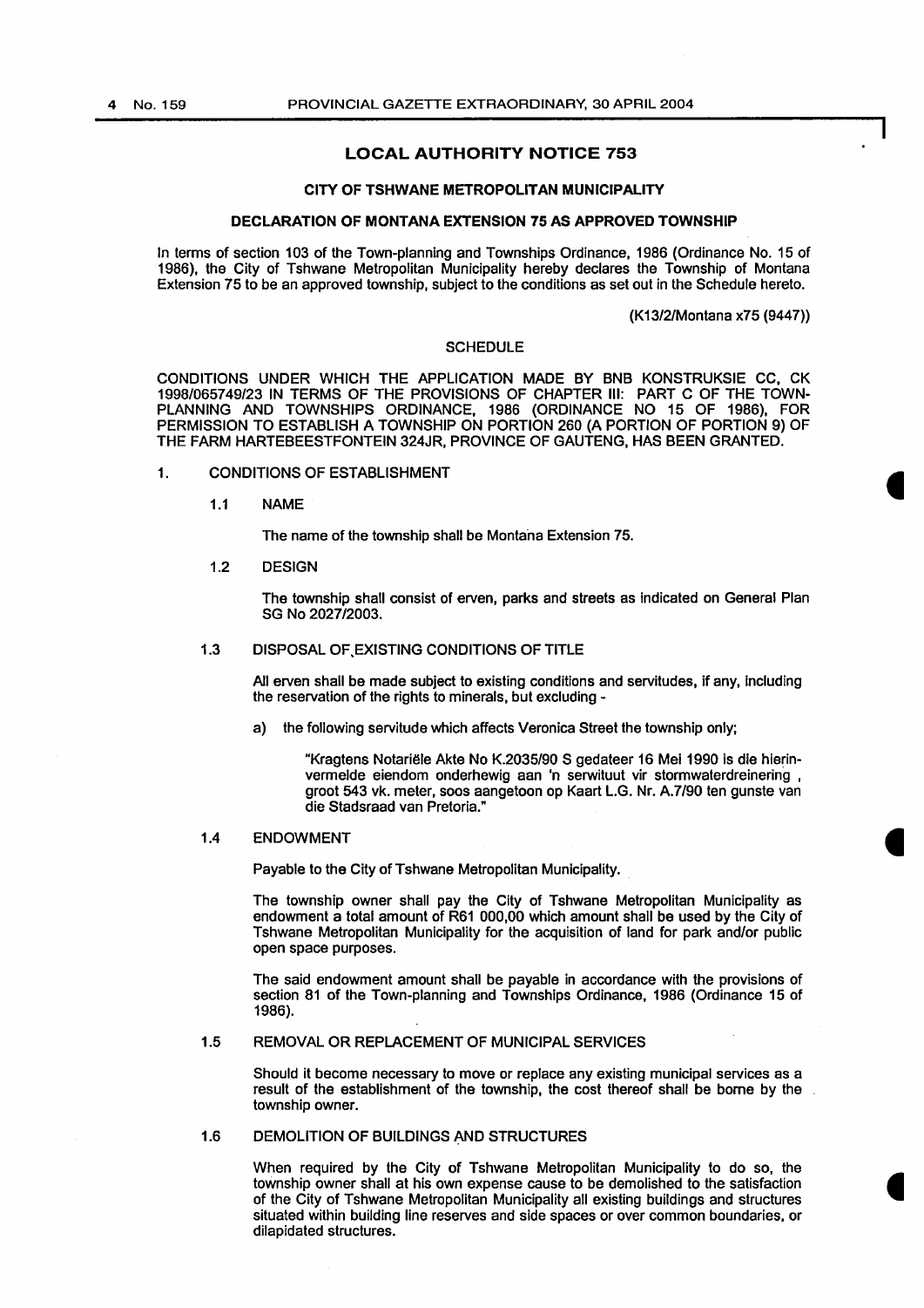## LOCAL AUTHORITY NOTICE 753

### CITY OF TSHWANE METROPOLITAN MUNICIPALITY

### DECLARATION OF MONTANA EXTENSION 75 AS APPROVED TOWNSHIP

In terms of section 103 of the Town-planning and Townships Ordinance, 1986 (Ordinance No. 15 of 1986), the City of Tshwane Metropolitan Municipality hereby declares the Township of Montana Extension 75 to be an approved township, subject to the conditions as set out in the Schedule hereto.

(K13/2/Montana x75 (9447))

SCHEDULE

CONDITIONS UNDER WHICH THE APPLICATION MADE BY BNB KONSTRUKSIE CC, CK 1998/065749/23 IN TERMS OF THE PROVISIONS OF CHAPTER III: PART C OF THE TOWN-PLANNING AND TOWNSHIPS ORDINANCE, 1986 (ORDINANCE NO 15 OF 1986), FOR PERMISSION TO ESTABLISH A TOWNSHIP ON PORTION 260 (A PORTION OF PORTION 9) OF THE FARM HARTEBEESTFONTEIN 324JR, PROVINCE OF GAUTENG, HAS BEEN GRANTED.

1. CONDITIONS OF ESTABLISHMENT

1.1 NAME

The name of the township shall be Montana Extension 75.

1.2 DESIGN

The township shall consist of erven, parks and streets as indicated on General Plan SG No 2027/2003.

1.3 DISPOSAL OF EXISTING CONDITIONS OF TITLE

All erven shall be made subject to existing conditions and servitudes, if any, including the reservation of the rights to minerals, but excluding -

a) the following servitude which affects Veronica Street the township only;

"Kragtens Notariële Akte No K.2035/90 S gedateer 16 Mei 1990 is die hierin-vermelde eiendom onderhewig aan 'n serwituut vir stormwaterdreinering , groot 543 vk. meter, soos aangetoon op Kaart L.G. Nr. A.7/90 ten gunste van die Stadsraad van Pretoria."

1.4 ENDOWMENT

Payable to the City of Tshwane Metropolitan Municipality.

The township owner shall pay the City of Tshwane Metropolitan Municipality as endowment a total amount of R61 000,00 which amount shall be used by the City of Tshwane Metropolitan Municipality for the acquisition of land for park and/or public open space purposes.

The said endowment amount shall be payable in accordance with the provisions of section 81 of the Town-planning and Townships Ordinance, 1986 (Ordinance 15 of 1986).

1.5 REMOVAL OR REPLACEMENT OF MUNICIPAL SERVICES

Should it become necessary to move or replace any existing municipal services as a result of the establishment of the township, the cost thereof shall be borne by the township owner.

1.6 DEMOLITION OF BUILDINGS AND STRUCTURES

When required by the City of Tshwane Metropolitan Municipality to do so, the township owner shall at his own expense cause to be demolished to the satisfaction of the City of Tshwane Metropolitan Municipality all existing buildings and structures situated within building line reserves and side spaces or over common boundaries, or dilapidated structures.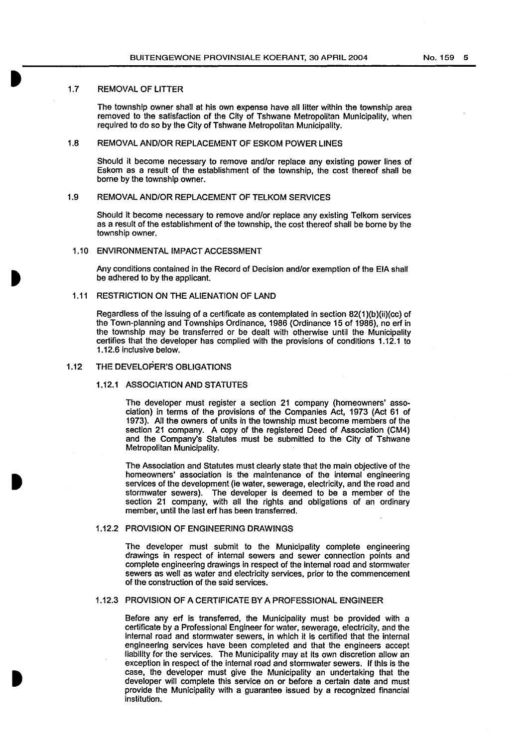### 1.7 REMOVAL OF LITTER

The township owner shall at his own expense have all litter within the township area removed to the satisfaction of the City of Tshwane Metropolitan Municipality, when required to do so by the City of Tshwane Metropolitan Municipality.

### 1.8 REMOVAL AND/OR REPLACEMENT OF ESKOM POWER LINES

Should it become necessary to remove and/or replace any existing power lines of Eskom as a result of the establishment of the township, the cost thereof shall be borne by the township owner.

### 1.9 REMOVAL AND/OR REPLACEMENT OF TELKOM SERVICES

Should it become necessary to remove and/or replace any existing Telkom services as a result of the establishment of the township, the cost thereof shall be borne by the township owner.

### 1.10 ENVIRONMENTAL IMPACT ACCESSMENT

Any conditions contained in the Record of Decision and/or exemption of the EIA shall be adhered to by the applicant.

### 1.11 RESTRICTION ON THE ALIENATION OF LAND

Regardless of the issuing of a certificate as contemplated in section 82(1)(b)(ii)(cc) of the Town-planning and Townships Ordinance, 1986 (Ordinance 15 of 1986), no erf in the township may be transferred or be dealt with otherwise until the Municipality certifies that the developer has complied with the provisions of conditions 1.12.1 to 1.12.6 inclusive below.

### 1.12 THE DEVELOPER'S OBLIGATIONS

#### 1.12.1 ASSOCIATION AND STATUTES

The developer must register a section 21 company (homeowners' association) in terms of the provisions of the Companies Act, 1973 (Act 61 of 1973). All the owners of units in the township must become members of the section 21 company. A copy of the registered Deed of Association (CM4) and the Company's Statutes must be submitted to the City of Tshwane Metropolitan Municipality.

The Association and Statutes must clearly state that the main objective of the homeowners' association is the maintenance of the internal engineering services of the development (ie water, sewerage, electricity, and the road and stormwater sewers). The developer is deemed to be a member of the section 21 company, with all the rights and obligations of an ordinary member, until the last erf has been transferred.

#### 1.12.2 PROVISION OF ENGINEERING DRAWINGS

The developer must submit to the Municipality complete engineering drawings in respect of internal sewers and sewer connection points and complete engineering drawings in respect of the internal road and stormwater sewers as well as water and electricity services, prior to the commencement of the construction of the said services.

#### 1.12.3 PROVISION OF A CERTIFICATE BY A PROFESSIONAL ENGINEER

Before any erf is transferred, the Municipality must be provided with a certificate by a Professional Engineer for water, sewerage, electricity, and the internal road and stormwater sewers, in which it is certified that the internal engineering services have been completed and that the engineers accept liability for the services. The Municipality may at its own discretion allow an exception in respect of the internal road and stormwater sewers. If this is the case, the developer must give the Municipality an undertaking that the developer will complete this service on or before a certain date and must provide the Municipality with a guarantee issued by a recognized financial institution.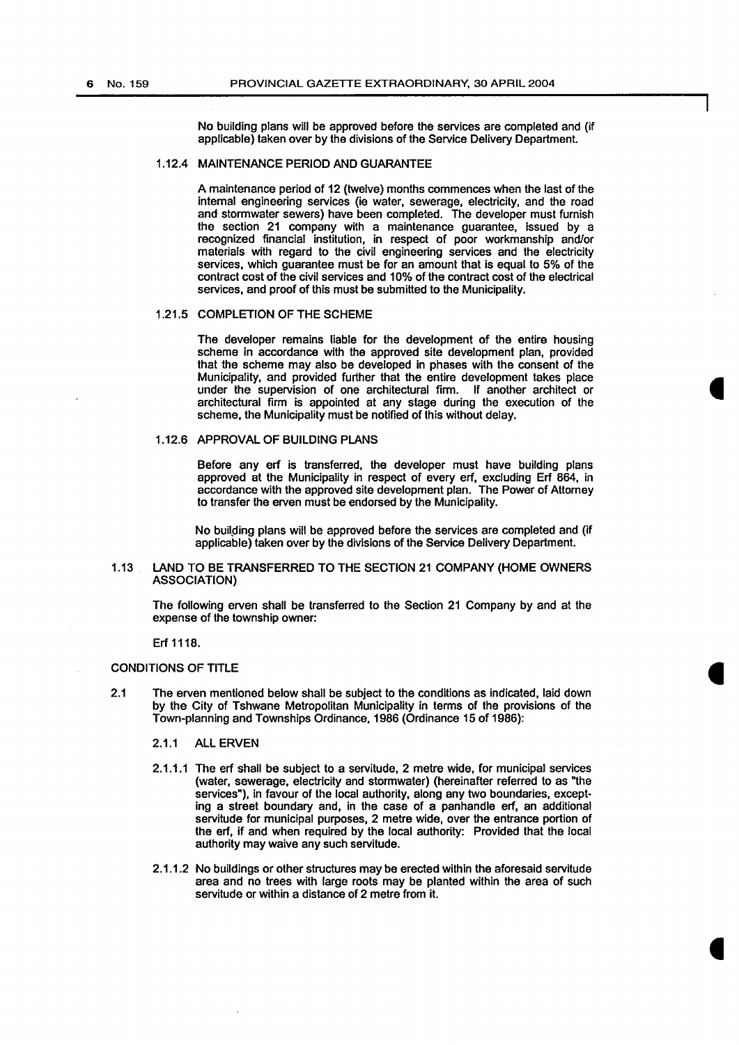No building plans will be approved before the services are completed and (if applicable) taken over by the divisions of the Service Delivery Department.

#### 1.12.4 MAINTENANCE PERIOD AND GUARANTEE

A maintenance period of 12 (twelve) months commences when the last of the internal engineering services (ie water, sewerage, electricity, and the road and stormwater sewers) have been completed. The developer must furnish the section 21 company with a maintenance guarantee, issued by a recognized financial institution, in respect of poor workmanship and/or materials with regard to the civil engineering services and the electricity services, which guarantee must be for an amount that is equal to 5% of the contract cost of the civil services and 10% of the contract cost of the electrical services, and proof of this must be submitted to the Municipality.

#### 1.21.5 COMPLETION OF THE SCHEME

The developer remains liable for the development of the entire housing scheme in accordance with the approved site development plan, provided that the scheme may also be developed in phases with the consent of the Municipality, and provided further that the entire development takes place under the supervision of one architectural firm. If another architect or architectural firm is appointed at any stage during the execution of the scheme, the Municipality must be notified of this without delay.

#### 1.12.6 APPROVAL OF BUILDING PLANS

Before any erf is transferred, the developer must have building plans approved at the Municipality in respect of every erf, excluding Erf 864, in accordance with the approved site development plan. The Power of Attorney to transfer the erven must be endorsed by the Municipality.

No building plans will be approved before the services are completed and (if applicable) taken over by the divisions of the Service Delivery Department.

### 1.13 LAND TO BE TRANSFERRED TO THE SECTION 21 COMPANY (HOME OWNERS ASSOCIATION)

The following erven shall be transferred to the Section 21 Company by and at the expense of the township owner:

Erf 1118.

## CONDITIONS OF TITLE

2.1 The erven mentioned below shall be subject to the conditions as indicated, laid down by the City of Tshwane Metropolitan Municipality in terms of the provisions of the Town-planning and Townships Ordinance, 1986 (Ordinance 15 of 1986):

#### 2.1.1 ALL ERVEN

2.1.1.1 The erf shall be subject to a servitude, 2 metre wide, for municipal services (water, sewerage, electricity and stormwater) (hereinafter referred to as "the services"), in favour of the local authority, along any two boundaries, excepting a street boundary and, in the case of a panhandle erf, an additional servitude for municipal purposes, 2 metre wide, over the entrance portion of the erf, if and when required by the local authority: Provided that the local authority may waive any such servitude.

2.1.1.2 No buildings or other structures may be erected within the aforesaid servitude area and no trees with large roots may be planted within the area of such servitude or within a distance of 2 metre from it.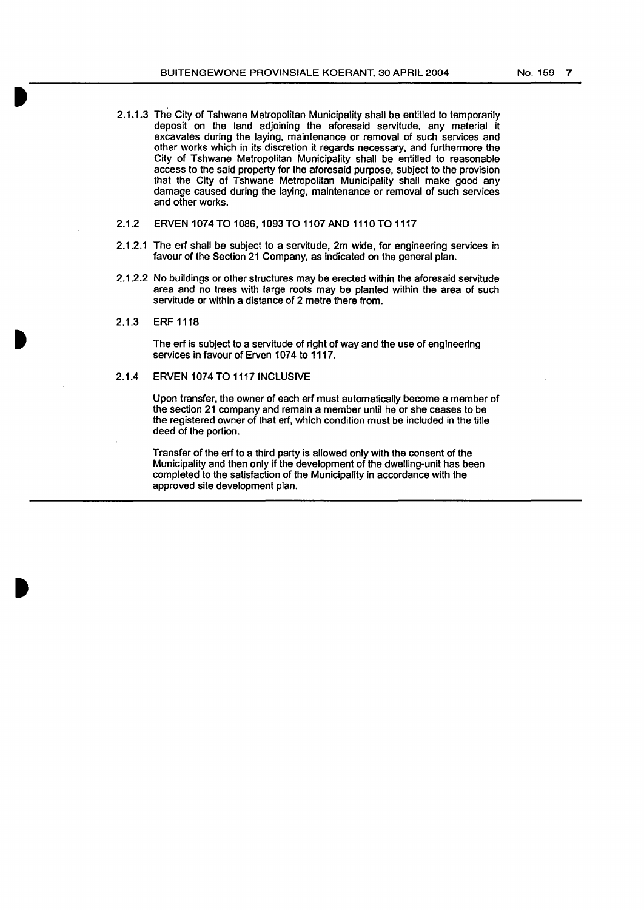2.1.1.3 The City of Tshwane Metropolitan Municipality shall be entitled to temporarily deposit on the land adjoining the aforesaid servitude, any material it excavates during the laying, maintenance or removal of such services and other works which in its discretion it regards necessary, and furthermore the City of Tshwane Metropolitan Municipality shall be entitled to reasonable access to the said property for the aforesaid purpose, subject to the provision that the City of Tshwane Metropolitan Municipality shall make good any damage caused during the laying, maintenance or removal of such services and other works.

2.1.2 ERVEN 1074 TO 1086, 1093 TO 1107 AND 1110 TO 1117

2.1.2.1 The erf shall be subject to a servitude, 2m wide, for engineering services in favour of the Section 21 Company, as indicated on the general plan.

2.1.2.2 No buildings or other structures may be erected within the aforesaid servitude area and no trees with large roots may be planted within the area of such servitude or within a distance of 2 metre there from.

2.1.3 ERF 1118

The erf is subject to a servitude of right of way and the use of engineering services in favour of Erven 1074 to 1117.

2.1.4 ERVEN 1074 TO 1117 INCLUSIVE

Upon transfer, the owner of each erf must automatically become a member of the section 21 company and remain a member until he or she ceases to be the registered owner of that erf, which condition must be included in the title deed of the portion.

Transfer of the erf to a third party is allowed only with the consent of the Municipality and then only if the development of the dwelling-unit has been completed to the satisfaction of the Municipality in accordance with the approved site development plan.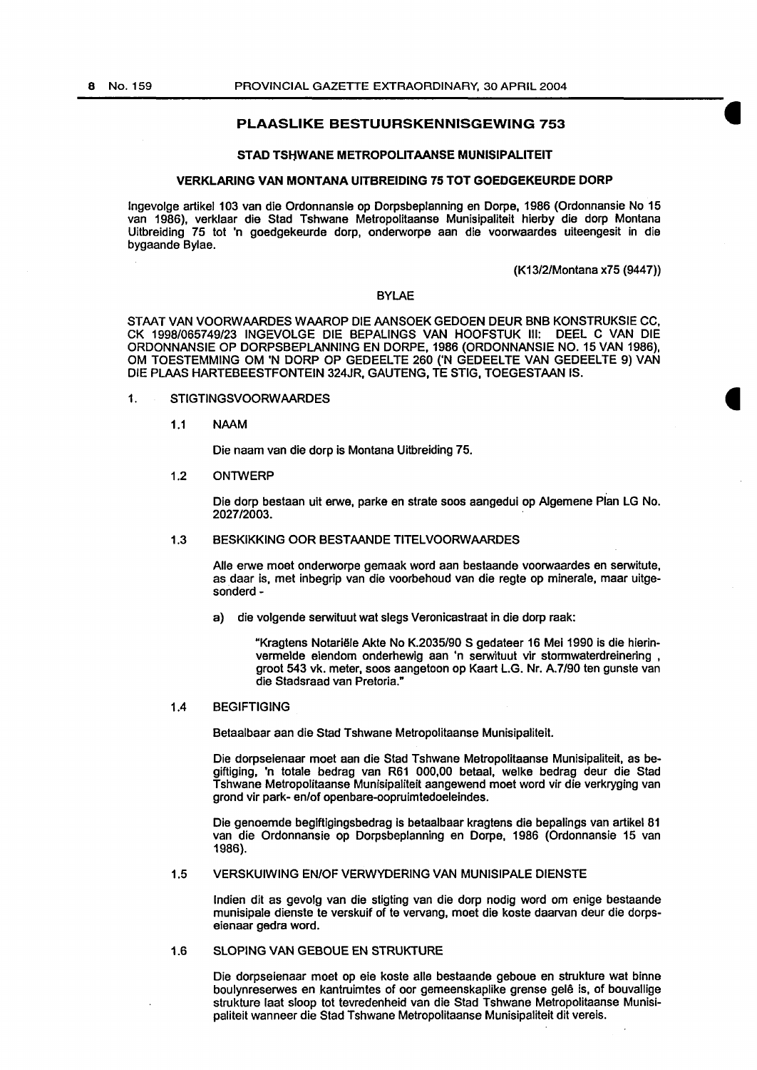## PLAASLIKE BESTUURSKENNISGEWING 753

### STAD TSHWANE METROPOLITAANSE MUNISIPALITEIT

### VERKLARING VAN MONTANA UITBREIDING 75 TOT GOEDGEKEURDE DORP

Ingevolge artikel 103 van die Ordonnansie op Dorpsbeplanning en Dorpe, 1986 (Ordonnansie No 15 van 1986), verklaar die Stad Tshwane Metropolitaanse Munisipaliteit hierby die dorp Montana Uitbreiding 75 tot 'n goedgekeurde dorp, onderworpe aan die voorwaardes uiteengesit in die bygaande Bylae.

(K13/2/Montana x75 (9447))

BYLAE

STAAT VAN VOORWAARDES WAAROP DIE AANSOEK GEDOEN DEUR BNB KONSTRUKSIE CC, CK 1998/065749/23 INGEVOLGE DIE BEPALINGS VAN HOOFSTUK III: DEEL C VAN DIE ORDONNANSIE OP DORPSBEPLANNING EN DORPE, 1986 (ORDONNANSIE NO. 15 VAN 1986), OM TOESTEMMING OM 'N DORP OP GEDEELTE 260 ('N GEDEELTE VAN GEDEELTE 9) VAN DIE PLAAS HARTEBEESTFONTEIN 324JR, GAUTENG, TE STIG, TOEGESTAAN IS.

1. STIGTINGSVOORWAARDES

1.1 NAAM

Die naam van die dorp is Montana Uitbreiding 75.

1.2 ONTWERP

Die dorp bestaan uit erwe, parke en strate soos aangedui op Algemene Plan LG No. 2027/2003.

1.3 BESKIKKING OOR BESTAANDE TITELVOORWAARDES

Alle erwe moet onderworpe gemaak word aan bestaande voorwaardes en serwitute, as daar is, met inbegrip van die voorbehoud van die regte op minerale, maar uitgesonderd -

a) die volgende serwituut wat slegs Veronicastraat in die dorp raak:

"Kragtens Notariële Akte No K.2035/90 S gedateer 16 Mei 1990 is die hierinvermelde eiendom onderhewig aan 'n serwituut vir stormwaterdreinering, groot 543 vk. meter, soos aangetoon op Kaart L.G. Nr. A.7/90 ten gunste van die Stadsraad van Pretoria."

1.4 BEGIFTIGING

Betaalbaar aan die Stad Tshwane Metropolitaanse Munisipaliteit.

Die dorpseienaar moet aan die Stad Tshwane Metropolitaanse Munisipaliteit, as begiftiging, 'n totale bedrag van R61 000,00 betaal, welke bedrag deur die Stad Tshwane Metropolitaanse Munisipaliteit aangewend moet word vir die verkryging van grond vir park- en/of openbare-oopruimtedoeleindes.

Die genoemde begiftigingsbedrag is betaalbaar kragtens die bepalings van artikel 81 van die Ordonnansie op Dorpsbeplanning en Dorpe, 1986 (Ordonnansie 15 van 1986).

1.5 VERSKUIWING EN/OF VERWYDERING VAN MUNISIPALE DIENSTE

Indien dit as gevolg van die stigting van die dorp nodig word om enige bestaande munisipale dienste te verskuif of te vervang, moet die koste daarvan deur die dorpseienaar gedra word.

1.6 SLOPING VAN GEBOUE EN STRUKTURE

Die dorpseienaar moet op eie koste alle bestaande geboue en strukture wat binne boulynreserwes en kantruimtes of oor gemeenskaplike grense geleë is, of bouvallige strukture laat sloop tot tevredenheid van die Stad Tshwane Metropolitaanse Munisipaliteit wanneer die Stad Tshwane Metropolitaanse Munisipaliteit dit vereis.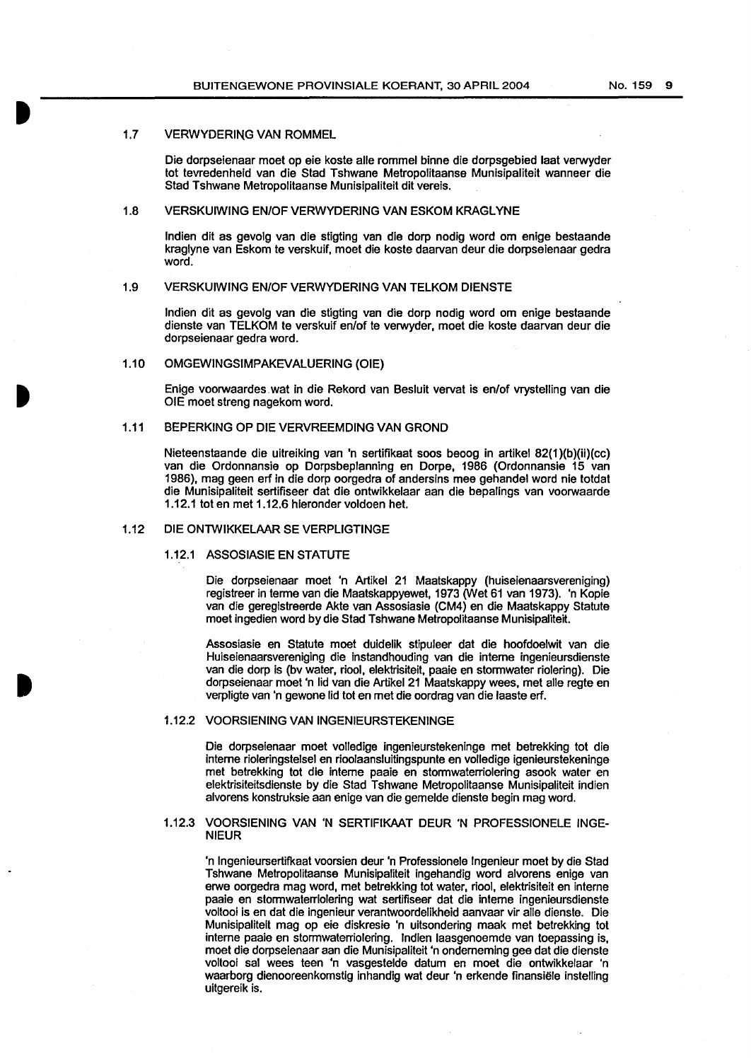#### 1.7 VERWYDERING VAN ROMMEL

Die dorpseienaar moet op eie koste alle rommel binne die dorpsgebied laat verwyder tot tevredenheid van die Stad Tshwane Metropolitaanse Munisipaliteit wanneer die Stad Tshwane Metropolitaanse Munisipaliteit dit vereis.

#### 1.8 VERSKUIWING EN/OF VERWYDERING VAN ESKOM KRAGLYNE

Indien dit as gevolg van die stigting van die dorp nodig word om enige bestaande kraglyne van Eskom te verskuif, moet die koste daarvan deur die dorpseienaar gedra word.

#### 1.9 VERSKUIWING EN/OF VERWYDERING VAN TELKOM DIENSTE

Indien dit as gevolg van die stigting van die dorp nodig word om enige bestaande dienste van TELKOM te verskuif en/of te verwyder, moet die koste daarvan deur die dorpseienaar gedra word.

#### 1.10 OMGEWINGSIMPAKEVALUERING (OIE)

Enige voorwaardes wat in die Rekord van Besluit vervat is en/of vrystelling van die OIE moet streng nagekom word.

#### 1.11 BEPERKING OP DIE VERVREEMDING VAN GROND

Nieteenstaande die uitreiking van 'n sertifikaat soos beoog in artikel 82(1)(b)(ii)(cc) van die Ordonnansie op Dorpsbeplanning en Dorpe, 1986 (Ordonnansie 15 van 1986), mag geen erf in die dorp oorgedra of andersins mee gehandel word nie totdat die Munisipaliteit sertifiseer dat die ontwikkelaar aan die bepalings van voorwaarde 1.12.1 tot en met 1.12.6 hieronder voldoen het.

#### 1.12 DIE ONTWIKKELAAR SE VERPLIGTINGE

##### 1.12.1 ASSOSIASIE EN STATUTE

Die dorpseienaar moet 'n Artikel 21 Maatskappy (huiseienaarsvereniging) registreer in terme van die Maatskappyewet, 1973 (Wet 61 van 1973). 'n Kopie van die geregistreerde Akte van Assosiasie (CM4) en die Maatskappy Statute moet ingedien word by die Stad Tshwane Metropolitaanse Munisipaliteit.

Assosiasie en Statute moet duidelik stipuleer dat die hoofdoelwit van die Huiseienaarsvereniging die instandhouding van die interne ingenieursdienste van die dorp is (bv water, riool, elektrisiteit, paaie en stormwater riolering). Die dorpseienaar moet 'n lid van die Artikel 21 Maatskappy wees, met alle regte en verpligte van 'n gewone lid tot en met die oordrag van die laaste erf.

##### 1.12.2 VOORSIENING VAN INGENIEURSTEKENINGE

Die dorpseienaar moet volledige ingenieurstekeninge met betrekking tot die interne rioleringstelsel en rioolaansluitingspunte en volledige igenieurstekeninge met betrekking tot die interne paaie en stormwaterriolering asook water en elektrisiteitsdienste by die Stad Tshwane Metropolitaanse Munisipaliteit indien alvorens konstruksie aan enige van die gemelde dienste begin mag word.

##### 1.12.3 VOORSIENING VAN 'N SERTIFIKAAT DEUR 'N PROFESSIONELE INGENIEUR

'n Ingenieursertifkaat voorsien deur 'n Professionele Ingenieur moet by die Stad Tshwane Metropolitaanse Munisipaliteit ingehandig word alvorens enige van erwe oorgedra mag word, met betrekking tot water, riool, elektrisiteit en interne paaie en stormwaterriolering wat sertifiseer dat die interne ingenieursdienste voltooi is en dat die ingenieur verantwoordelikheid aanvaar vir alle dienste. Die Munisipaliteit mag op eie diskresie 'n uitsondering maak met betrekking tot interne paaie en stormwaterriolering. Indien laasgenoemde van toepassing is, moet die dorpseienaar aan die Munisipaliteit 'n onderneming gee dat die dienste voltooi sal wees teen 'n vasgestelde datum en moet die ontwikkelaar 'n waarborg dienooreenkomstig inhandig wat deur 'n erkende finansiële instelling uitgereik is.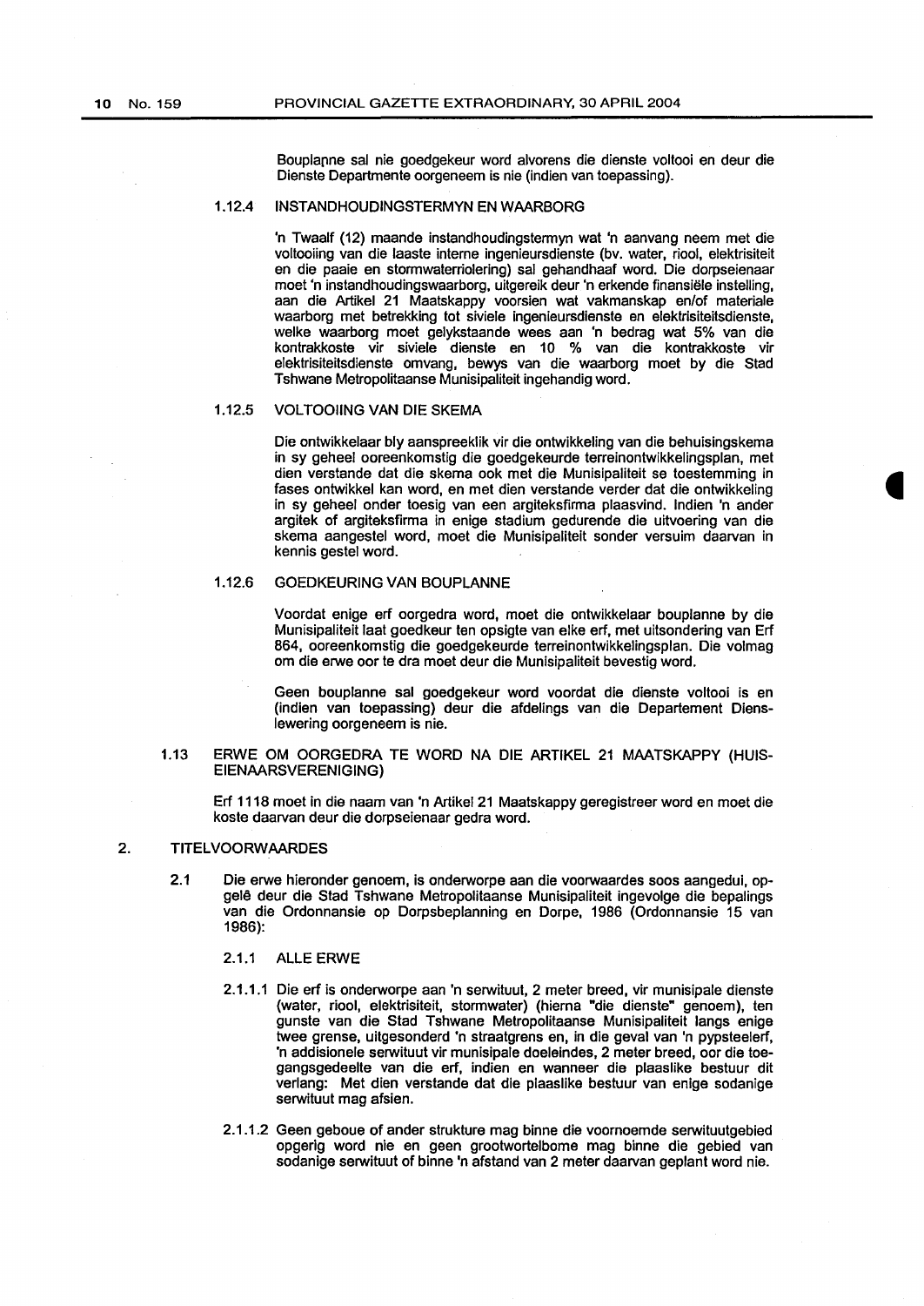Bouplanne sal nie goedgekeur word alvorens die dienste voltooi en deur die Dienste Departmente oorgeneem is nie (indien van toepassing).

#### 1.12.4 INSTANDHOUDINGSTERMYN EN WAARBORG

'n Twaalf (12) maande instandhoudingstermyn wat 'n aanvang neem met die voltooiing van die laaste interne ingenieursdienste (bv. water, riool, elektrisiteit en die paaie en stormwaterriolering) sal gehandhaaf word. Die dorpseienaar moet 'n instandhoudingswaarborg, uitgereik deur 'n erkende finansiële instelling, aan die Artikel 21 Maatskappy voorsien wat vakmanskap en/of materiale waarborg met betrekking tot siviele ingenieursdienste en elektrisiteitsdienste, welke waarborg moet gelykstaande wees aan 'n bedrag wat 5% van die kontrakkoste vir siviele dienste en 10 % van die kontrakkoste vir elektrisiteitsdienste omvang, bewys van die waarborg moet by die Stad Tshwane Metropolitaanse Munisipaliteit ingehandig word.

#### 1.12.5 VOLTOOIING VAN DIE SKEMA

Die ontwikkelaar bly aanspreeklik vir die ontwikkeling van die behuisingskema in sy geheel ooreenkomstig die goedgekeurde terreinontwikkelingsplan, met dien verstande dat die skema ook met die Munisipaliteit se toestemming in fases ontwikkel kan word, en met dien verstande verder dat die ontwikkeling in sy geheel onder toesig van een argiteksfirma plaasvind. Indien 'n ander argitek of argiteksfirma in enige stadium gedurende die uitvoering van die skema aangestel word, moet die Munisipaliteit sonder versuim daarvan in kennis gestel word.

#### 1.12.6 GOEDKEURING VAN BOUPLANNE

Voordat enige erf oorgedra word, moet die ontwikkelaar bouplanne by die Munisipaliteit laat goedkeur ten opsigte van elke erf, met uitsondering van Erf 864, ooreenkomstig die goedgekeurde terreinontwikkelingsplan. Die volmag om die erwe oor te dra moet deur die Munisipaliteit bevestig word.

Geen bouplanne sal goedgekeur word voordat die dienste voltooi is en (indien van toepassing) deur die afdelings van die Departement Dienslewering oorgeneem is nie.

### 1.13 ERWE OM OORGEDRA TE WORD NA DIE ARTIKEL 21 MAATSKAPPY (HUISEIENAARSVERENIGING)

Erf 1118 moet in die naam van 'n Artikel 21 Maatskappy geregistreer word en moet die koste daarvan deur die dorpseienaar gedra word.

## 2. TITELVOORWAARDES

2.1 Die erwe hieronder genoem, is onderworpe aan die voorwaardes soos aangedui, opgelê deur die Stad Tshwane Metropolitaanse Munisipaliteit ingevolge die bepalings van die Ordonnansie op Dorpsbeplanning en Dorpe, 1986 (Ordonnansie 15 van 1986):

#### 2.1.1 ALLE ERWE

2.1.1.1 Die erf is onderworpe aan 'n serwituut, 2 meter breed, vir munisipale dienste (water, riool, elektrisiteit, stormwater) (hierna "die dienste" genoem), ten gunste van die Stad Tshwane Metropolitaanse Munisipaliteit langs enige twee grense, uitgesonderd 'n straatgrens en, in die geval van 'n pypsteelerf, 'n addisionele serwituut vir munisipale doeleindes, 2 meter breed, oor die toegangsgedeelte van die erf, indien en wanneer die plaaslike bestuur dit verlang: Met dien verstande dat die plaaslike bestuur van enige sodanige serwituut mag afsien.

2.1.1.2 Geen geboue of ander strukture mag binne die voornoemde serwituutgebied opgerig word nie en geen grootwortelbome mag binne die gebied van sodanige serwituut of binne 'n afstand van 2 meter daarvan geplant word nie.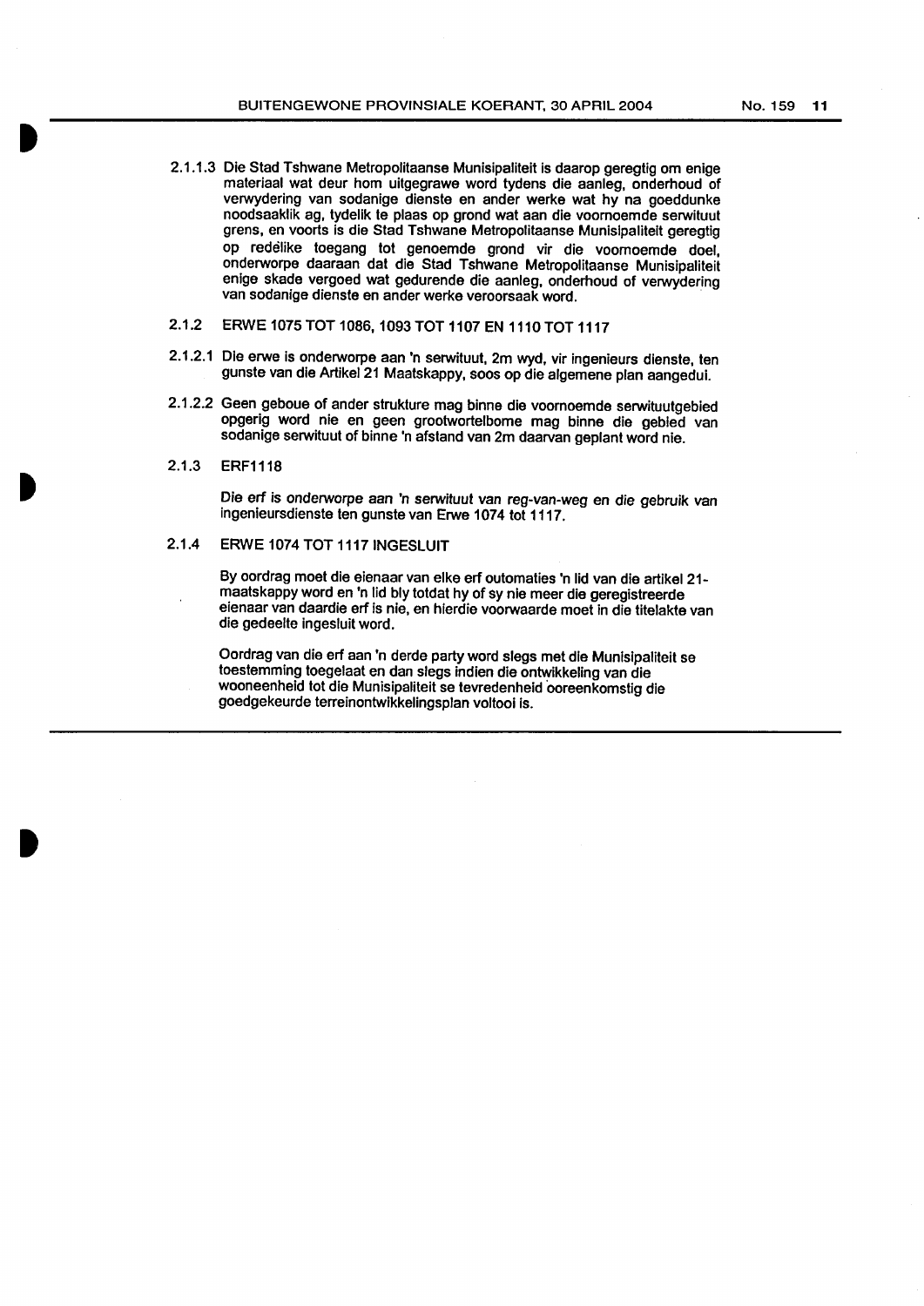2.1.1.3 Die Stad Tshwane Metropolitaanse Munisipaliteit is daarop geregtig om enige materiaal wat deur hom uitgegrawe word tydens die aanleg, onderhoud of verwydering van sodanige dienste en ander werke wat hy na goeddunke noodsaaklik ag, tydelik te plaas op grond wat aan die voornoemde serwituut grens, en voorts is die Stad Tshwane Metropolitaanse Munisipaliteit geregtig op redelike toegang tot genoemde grond vir die voornoemde doel, onderworpe daaraan dat die Stad Tshwane Metropolitaanse Munisipaliteit enige skade vergoed wat gedurende die aanleg, onderhoud of verwydering van sodanige dienste en ander werke veroorsaak word.

2.1.2 ERWE 1075 TOT 1086, 1093 TOT 1107 EN 1110 TOT 1117

2.1.2.1 Die erwe is onderworpe aan 'n serwituut, 2m wyd, vir ingenieurs dienste, ten gunste van die Artikel 21 Maatskappy, soos op die algemene plan aangedui.

2.1.2.2 Geen geboue of ander strukture mag binne die voornoemde serwituutgebied opgerig word nie en geen grootwortelbome mag binne die gebied van sodanige serwituut of binne 'n afstand van 2m daarvan geplant word nie.

2.1.3 ERF1118

Die erf is onderworpe aan 'n serwituut van reg-van-weg en die gebruik van ingenieursdienste ten gunste van Erwe 1074 tot 1117.

2.1.4 ERWE 1074 TOT 1117 INGESLUIT

By oordrag moet die eienaar van elke erf outomaties 'n lid van die artikel 21-maatskappy word en 'n lid bly totdat hy of sy nie meer die geregistreerde eienaar van daardie erf is nie, en hierdie voorwaarde moet in die titelakte van die gedeelte ingesluit word.

Oordrag van die erf aan 'n derde party word slegs met die Munisipaliteit se toestemming toegelaat en dan slegs indien die ontwikkeling van die wooneenheid tot die Munisipaliteit se tevredenheid ooreenkomstig die goedgekeurde terreinontwikkelingsplan voltooi is.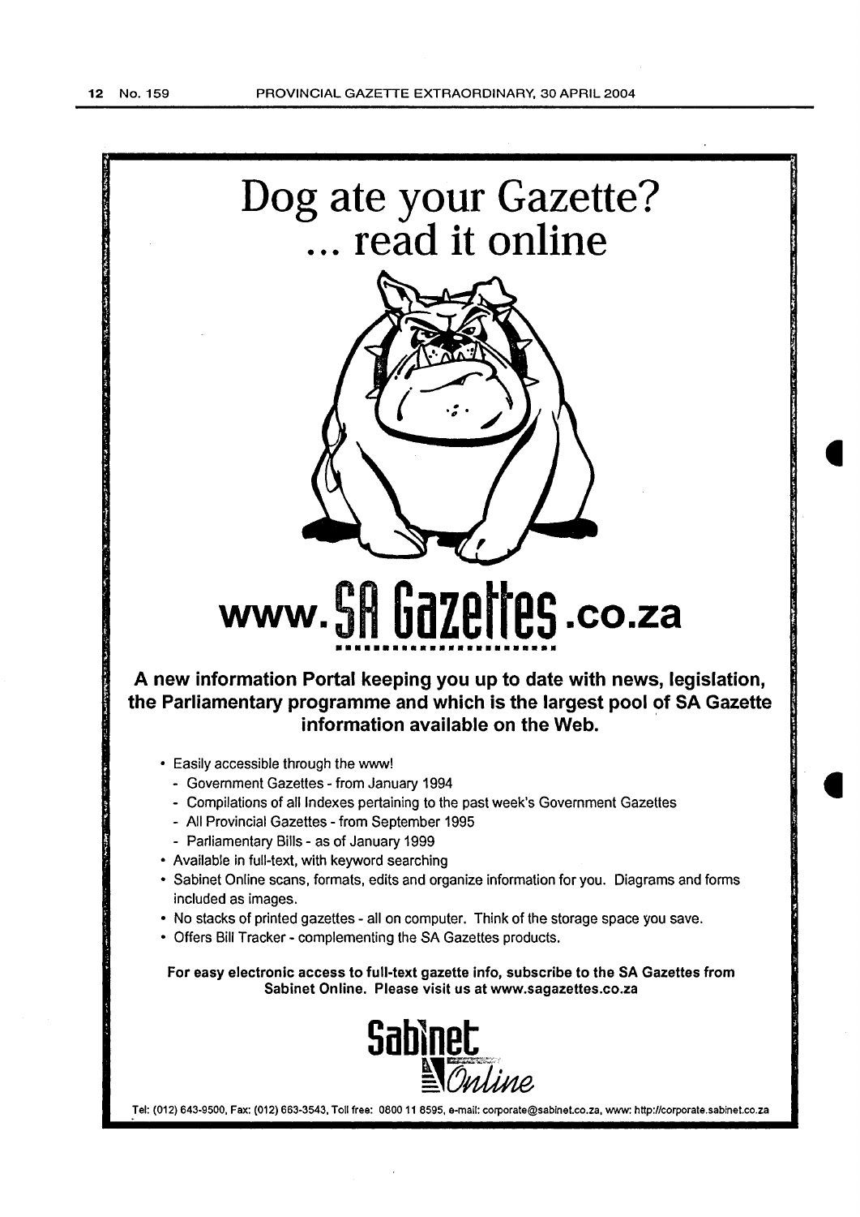# Dog ate your Gazette?
# ... read it online

# www.SA Gazettes.co.za

**A new information Portal keeping you up to date with news, legislation, the Parliamentary programme and which is the largest pool of SA Gazette information available on the Web.**

- Easily accessible through the www!
  - Government Gazettes - from January 1994
  - Compilations of all Indexes pertaining to the past week's Government Gazettes
  - All Provincial Gazettes - from September 1995
  - Parliamentary Bills - as of January 1999
- Available in full-text, with keyword searching
- Sabinet Online scans, formats, edits and organize information for you. Diagrams and forms included as images.
- No stacks of printed gazettes - all on computer. Think of the storage space you save.
- Offers Bill Tracker - complementing the SA Gazettes products.

**For easy electronic access to full-text gazette info, subscribe to the SA Gazettes from Sabinet Online. Please visit us at www.sagazettes.co.za**

Sabinet Online

Tel: (012) 643-9500, Fax: (012) 663-3543, Toll free: 0800 11 8595, e-mail: corporate@sabinet.co.za, www: http://corporate.sabinet.co.za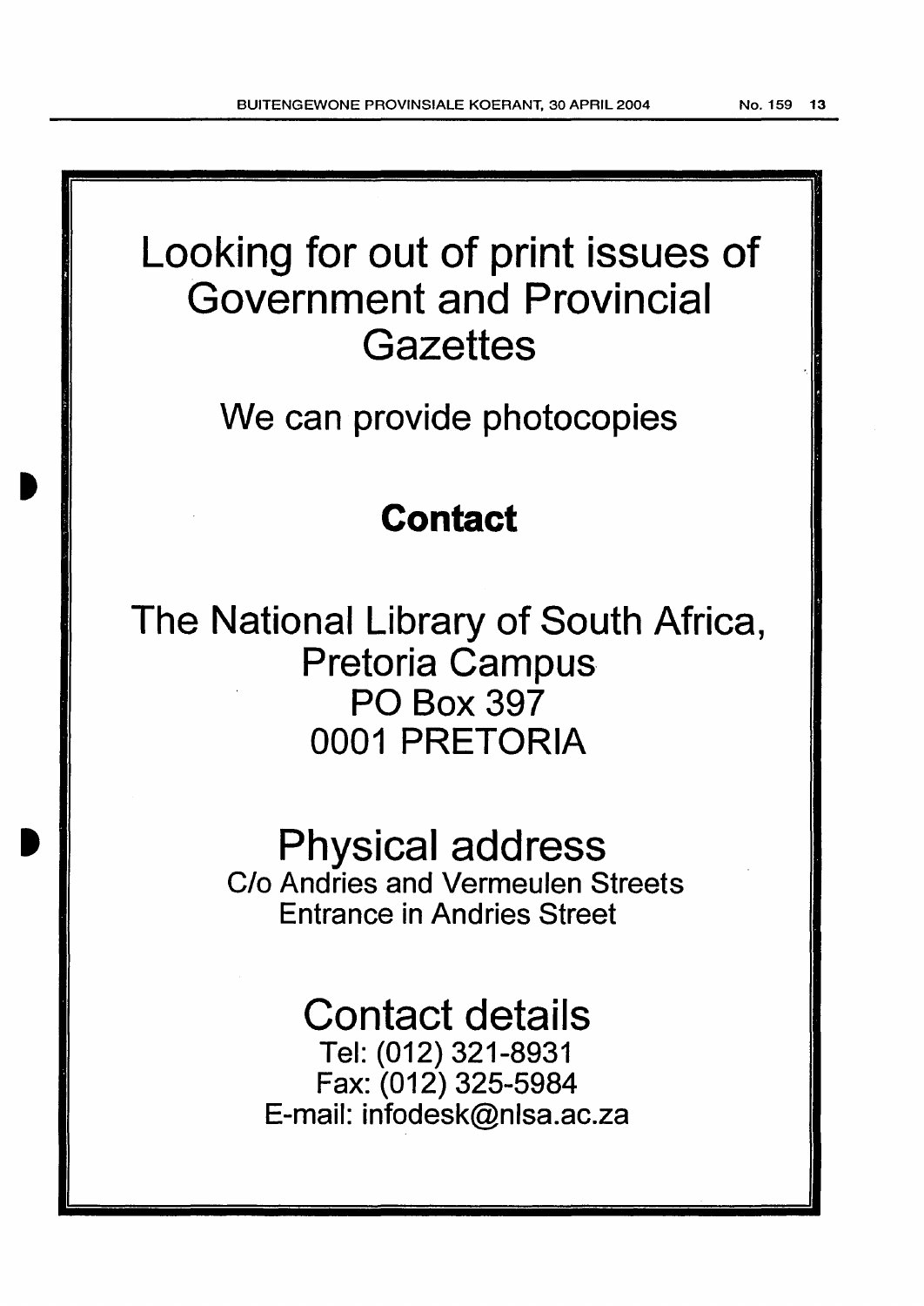# Looking for out of print issues of Government and Provincial Gazettes

We can provide photocopies

**Contact**

The National Library of South Africa,
Pretoria Campus
PO Box 397
0001 PRETORIA

## Physical address

C/o Andries and Vermeulen Streets
Entrance in Andries Street

## Contact details

Tel: (012) 321-8931
Fax: (012) 325-5984
E-mail: infodesk@nlsa.ac.za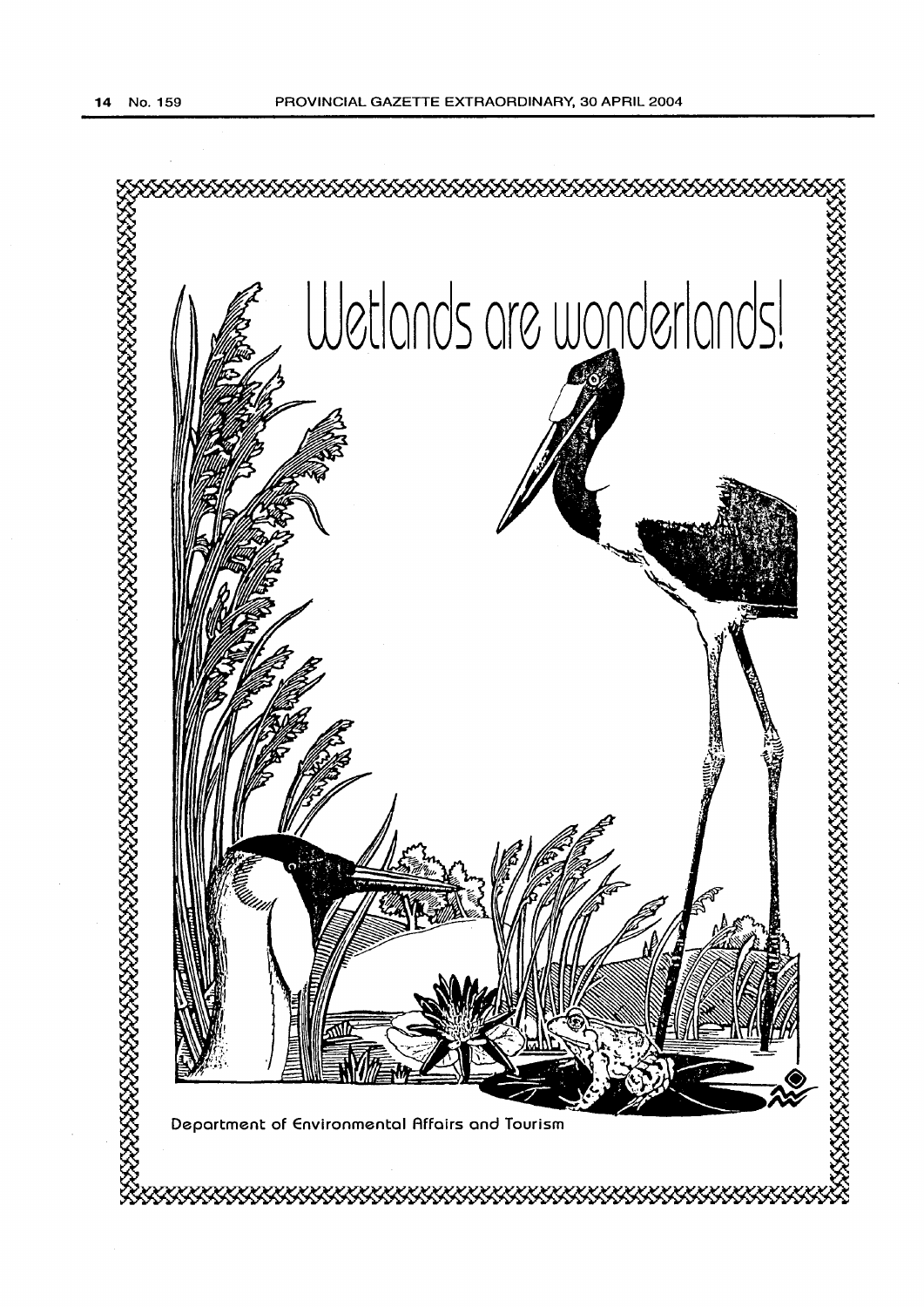# Wetlands are wonderlands!

Department of Environmental Affairs and Tourism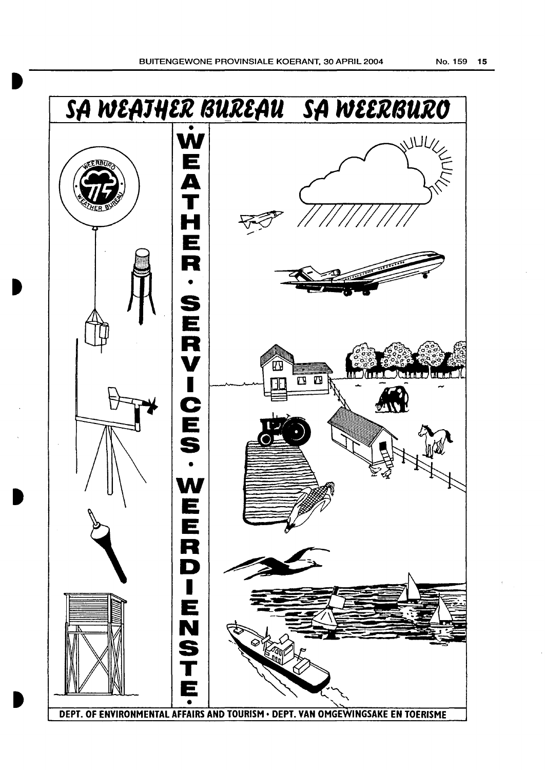# SA WEATHER BUREAU SA WEERBURO

WEATHER • SERVICES • WEERDIENSTE

WEERBURO WEATHER BUREAU 75

DEPT. OF ENVIRONMENTAL AFFAIRS AND TOURISM • DEPT. VAN OMGEWINGSAKE EN TOERISME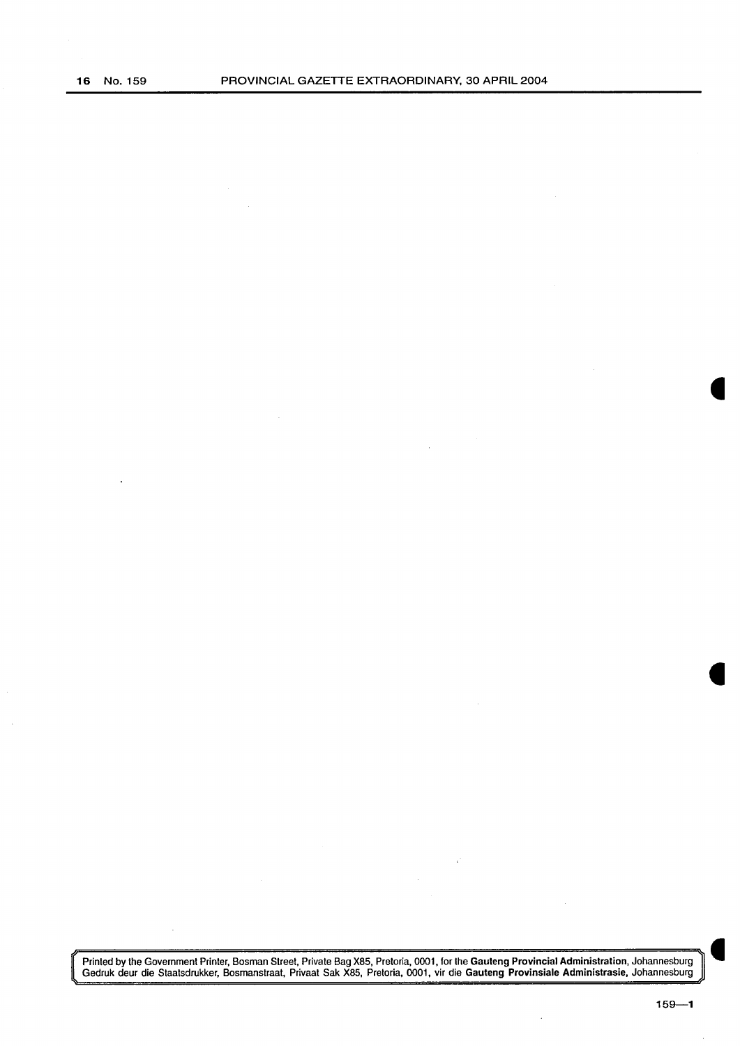Printed by the Government Printer, Bosman Street, Private Bag X85, Pretoria, 0001, for the **Gauteng Provincial Administration**, Johannesburg
Gedruk deur die Staatsdrukker, Bosmanstraat, Privaat Sak X85, Pretoria, 0001, vir die **Gauteng Provinsiale Administrasie**, Johannesburg

159—1